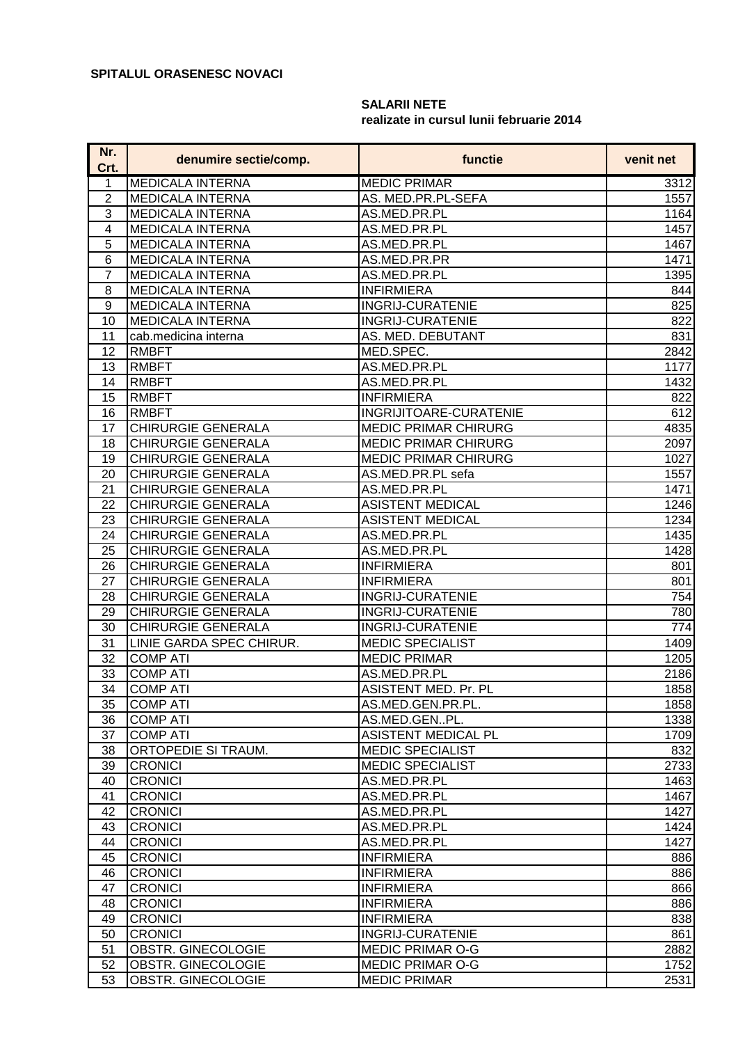**SPITALUL ORASENESC NOVACI**

**SALARII NETE**
**realizate in cursul lunii februarie 2014**

| Nr. Crt. | denumire sectie/comp. | functie | venit net |
|---|---|---|---|
| 1 | MEDICALA INTERNA | MEDIC PRIMAR | 3312 |
| 2 | MEDICALA INTERNA | AS. MED.PR.PL-SEFA | 1557 |
| 3 | MEDICALA INTERNA | AS.MED.PR.PL | 1164 |
| 4 | MEDICALA INTERNA | AS.MED.PR.PL | 1457 |
| 5 | MEDICALA INTERNA | AS.MED.PR.PL | 1467 |
| 6 | MEDICALA INTERNA | AS.MED.PR.PR | 1471 |
| 7 | MEDICALA INTERNA | AS.MED.PR.PL | 1395 |
| 8 | MEDICALA INTERNA | INFIRMIERA | 844 |
| 9 | MEDICALA INTERNA | INGRIJ-CURATENIE | 825 |
| 10 | MEDICALA INTERNA | INGRIJ-CURATENIE | 822 |
| 11 | cab.medicina interna | AS. MED. DEBUTANT | 831 |
| 12 | RMBFT | MED.SPEC. | 2842 |
| 13 | RMBFT | AS.MED.PR.PL | 1177 |
| 14 | RMBFT | AS.MED.PR.PL | 1432 |
| 15 | RMBFT | INFIRMIERA | 822 |
| 16 | RMBFT | INGRIJITOARE-CURATENIE | 612 |
| 17 | CHIRURGIE GENERALA | MEDIC PRIMAR CHIRURG | 4835 |
| 18 | CHIRURGIE GENERALA | MEDIC PRIMAR CHIRURG | 2097 |
| 19 | CHIRURGIE GENERALA | MEDIC PRIMAR CHIRURG | 1027 |
| 20 | CHIRURGIE GENERALA | AS.MED.PR.PL sefa | 1557 |
| 21 | CHIRURGIE GENERALA | AS.MED.PR.PL | 1471 |
| 22 | CHIRURGIE GENERALA | ASISTENT MEDICAL | 1246 |
| 23 | CHIRURGIE GENERALA | ASISTENT MEDICAL | 1234 |
| 24 | CHIRURGIE GENERALA | AS.MED.PR.PL | 1435 |
| 25 | CHIRURGIE GENERALA | AS.MED.PR.PL | 1428 |
| 26 | CHIRURGIE GENERALA | INFIRMIERA | 801 |
| 27 | CHIRURGIE GENERALA | INFIRMIERA | 801 |
| 28 | CHIRURGIE GENERALA | INGRIJ-CURATENIE | 754 |
| 29 | CHIRURGIE GENERALA | INGRIJ-CURATENIE | 780 |
| 30 | CHIRURGIE GENERALA | INGRIJ-CURATENIE | 774 |
| 31 | LINIE GARDA SPEC CHIRUR. | MEDIC SPECIALIST | 1409 |
| 32 | COMP ATI | MEDIC PRIMAR | 1205 |
| 33 | COMP ATI | AS.MED.PR.PL | 2186 |
| 34 | COMP ATI | ASISTENT MED. Pr. PL | 1858 |
| 35 | COMP ATI | AS.MED.GEN.PR.PL. | 1858 |
| 36 | COMP ATI | AS.MED.GEN..PL. | 1338 |
| 37 | COMP ATI | ASISTENT MEDICAL PL | 1709 |
| 38 | ORTOPEDIE SI TRAUM. | MEDIC SPECIALIST | 832 |
| 39 | CRONICI | MEDIC SPECIALIST | 2733 |
| 40 | CRONICI | AS.MED.PR.PL | 1463 |
| 41 | CRONICI | AS.MED.PR.PL | 1467 |
| 42 | CRONICI | AS.MED.PR.PL | 1427 |
| 43 | CRONICI | AS.MED.PR.PL | 1424 |
| 44 | CRONICI | AS.MED.PR.PL | 1427 |
| 45 | CRONICI | INFIRMIERA | 886 |
| 46 | CRONICI | INFIRMIERA | 886 |
| 47 | CRONICI | INFIRMIERA | 866 |
| 48 | CRONICI | INFIRMIERA | 886 |
| 49 | CRONICI | INFIRMIERA | 838 |
| 50 | CRONICI | INGRIJ-CURATENIE | 861 |
| 51 | OBSTR. GINECOLOGIE | MEDIC PRIMAR O-G | 2882 |
| 52 | OBSTR. GINECOLOGIE | MEDIC PRIMAR O-G | 1752 |
| 53 | OBSTR. GINECOLOGIE | MEDIC PRIMAR | 2531 |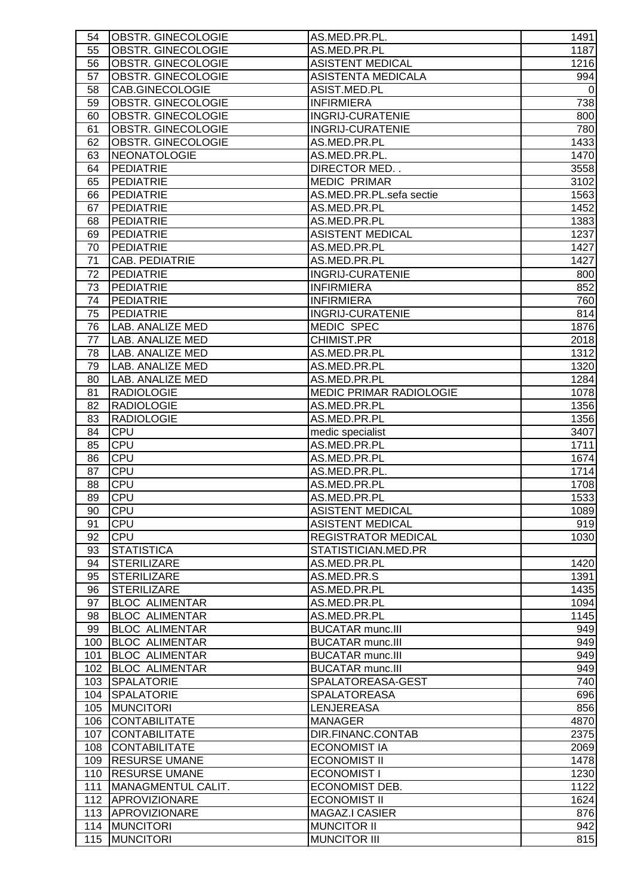| 54 | OBSTR. GINECOLOGIE | AS.MED.PR.PL. | 1491 |
|---|---|---|---|
| 55 | OBSTR. GINECOLOGIE | AS.MED.PR.PL | 1187 |
| 56 | OBSTR. GINECOLOGIE | ASISTENT MEDICAL | 1216 |
| 57 | OBSTR. GINECOLOGIE | ASISTENTA MEDICALA | 994 |
| 58 | CAB.GINECOLOGIE | ASIST.MED.PL | 0 |
| 59 | OBSTR. GINECOLOGIE | INFIRMIERA | 738 |
| 60 | OBSTR. GINECOLOGIE | INGRIJ-CURATENIE | 800 |
| 61 | OBSTR. GINECOLOGIE | INGRIJ-CURATENIE | 780 |
| 62 | OBSTR. GINECOLOGIE | AS.MED.PR.PL | 1433 |
| 63 | NEONATOLOGIE | AS.MED.PR.PL. | 1470 |
| 64 | PEDIATRIE | DIRECTOR MED. . | 3558 |
| 65 | PEDIATRIE | MEDIC PRIMAR | 3102 |
| 66 | PEDIATRIE | AS.MED.PR.PL.sefa sectie | 1563 |
| 67 | PEDIATRIE | AS.MED.PR.PL | 1452 |
| 68 | PEDIATRIE | AS.MED.PR.PL | 1383 |
| 69 | PEDIATRIE | ASISTENT MEDICAL | 1237 |
| 70 | PEDIATRIE | AS.MED.PR.PL | 1427 |
| 71 | CAB. PEDIATRIE | AS.MED.PR.PL | 1427 |
| 72 | PEDIATRIE | INGRIJ-CURATENIE | 800 |
| 73 | PEDIATRIE | INFIRMIERA | 852 |
| 74 | PEDIATRIE | INFIRMIERA | 760 |
| 75 | PEDIATRIE | INGRIJ-CURATENIE | 814 |
| 76 | LAB. ANALIZE MED | MEDIC SPEC | 1876 |
| 77 | LAB. ANALIZE MED | CHIMIST.PR | 2018 |
| 78 | LAB. ANALIZE MED | AS.MED.PR.PL | 1312 |
| 79 | LAB. ANALIZE MED | AS.MED.PR.PL | 1320 |
| 80 | LAB. ANALIZE MED | AS.MED.PR.PL | 1284 |
| 81 | RADIOLOGIE | MEDIC PRIMAR RADIOLOGIE | 1078 |
| 82 | RADIOLOGIE | AS.MED.PR.PL | 1356 |
| 83 | RADIOLOGIE | AS.MED.PR.PL | 1356 |
| 84 | CPU | medic specialist | 3407 |
| 85 | CPU | AS.MED.PR.PL | 1711 |
| 86 | CPU | AS.MED.PR.PL | 1674 |
| 87 | CPU | AS.MED.PR.PL. | 1714 |
| 88 | CPU | AS.MED.PR.PL | 1708 |
| 89 | CPU | AS.MED.PR.PL | 1533 |
| 90 | CPU | ASISTENT MEDICAL | 1089 |
| 91 | CPU | ASISTENT MEDICAL | 919 |
| 92 | CPU | REGISTRATOR MEDICAL | 1030 |
| 93 | STATISTICA | STATISTICIAN.MED.PR | |
| 94 | STERILIZARE | AS.MED.PR.PL | 1420 |
| 95 | STERILIZARE | AS.MED.PR.S | 1391 |
| 96 | STERILIZARE | AS.MED.PR.PL | 1435 |
| 97 | BLOC ALIMENTAR | AS.MED.PR.PL | 1094 |
| 98 | BLOC ALIMENTAR | AS.MED.PR.PL | 1145 |
| 99 | BLOC ALIMENTAR | BUCATAR munc.III | 949 |
| 100 | BLOC ALIMENTAR | BUCATAR munc.III | 949 |
| 101 | BLOC ALIMENTAR | BUCATAR munc.III | 949 |
| 102 | BLOC ALIMENTAR | BUCATAR munc.III | 949 |
| 103 | SPALATORIE | SPALATOREASA-GEST | 740 |
| 104 | SPALATORIE | SPALATOREASA | 696 |
| 105 | MUNCITORI | LENJEREASA | 856 |
| 106 | CONTABILITATE | MANAGER | 4870 |
| 107 | CONTABILITATE | DIR.FINANC.CONTAB | 2375 |
| 108 | CONTABILITATE | ECONOMIST IA | 2069 |
| 109 | RESURSE UMANE | ECONOMIST II | 1478 |
| 110 | RESURSE UMANE | ECONOMIST I | 1230 |
| 111 | MANAGMENTUL CALIT. | ECONOMIST DEB. | 1122 |
| 112 | APROVIZIONARE | ECONOMIST II | 1624 |
| 113 | APROVIZIONARE | MAGAZ.I CASIER | 876 |
| 114 | MUNCITORI | MUNCITOR II | 942 |
| 115 | MUNCITORI | MUNCITOR III | 815 |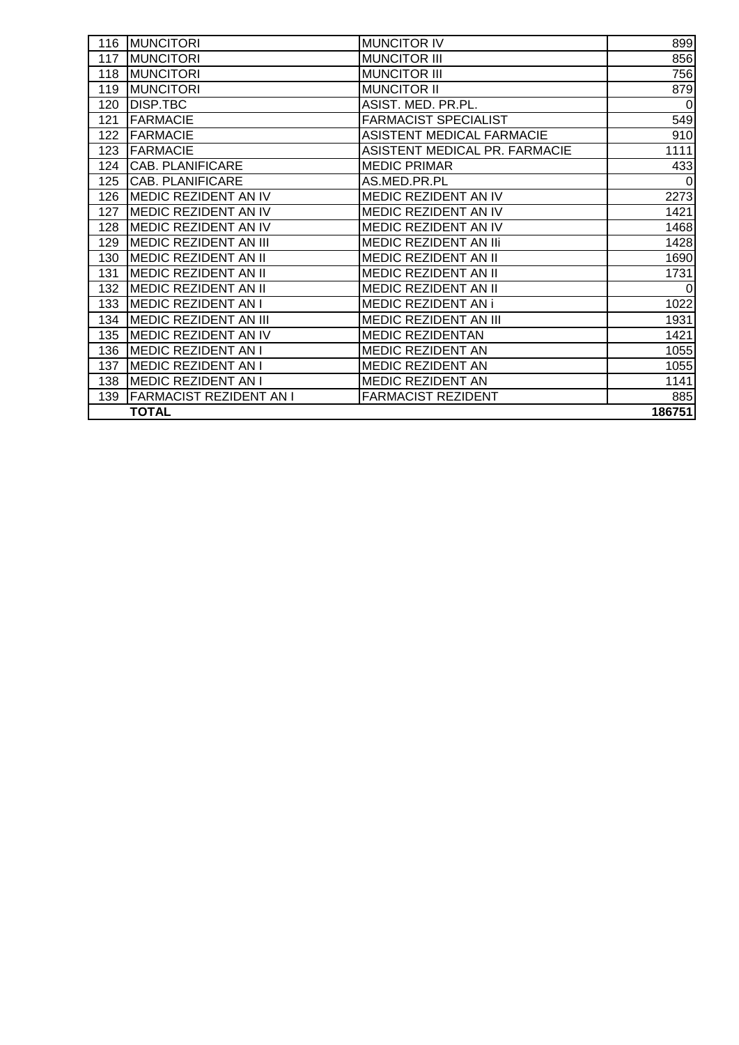| | | | |
|---|---|---|---|
| 116 | MUNCITORI | MUNCITOR IV | 899 |
| 117 | MUNCITORI | MUNCITOR III | 856 |
| 118 | MUNCITORI | MUNCITOR III | 756 |
| 119 | MUNCITORI | MUNCITOR II | 879 |
| 120 | DISP.TBC | ASIST. MED. PR.PL. | 0 |
| 121 | FARMACIE | FARMACIST SPECIALIST | 549 |
| 122 | FARMACIE | ASISTENT MEDICAL FARMACIE | 910 |
| 123 | FARMACIE | ASISTENT MEDICAL PR. FARMACIE | 1111 |
| 124 | CAB. PLANIFICARE | MEDIC PRIMAR | 433 |
| 125 | CAB. PLANIFICARE | AS.MED.PR.PL | 0 |
| 126 | MEDIC REZIDENT AN IV | MEDIC REZIDENT AN IV | 2273 |
| 127 | MEDIC REZIDENT AN IV | MEDIC REZIDENT AN IV | 1421 |
| 128 | MEDIC REZIDENT AN IV | MEDIC REZIDENT AN IV | 1468 |
| 129 | MEDIC REZIDENT AN III | MEDIC REZIDENT AN IIi | 1428 |
| 130 | MEDIC REZIDENT AN II | MEDIC REZIDENT AN II | 1690 |
| 131 | MEDIC REZIDENT AN II | MEDIC REZIDENT AN II | 1731 |
| 132 | MEDIC REZIDENT AN II | MEDIC REZIDENT AN II | 0 |
| 133 | MEDIC REZIDENT AN I | MEDIC REZIDENT AN i | 1022 |
| 134 | MEDIC REZIDENT AN III | MEDIC REZIDENT AN III | 1931 |
| 135 | MEDIC REZIDENT AN IV | MEDIC REZIDENTAN | 1421 |
| 136 | MEDIC REZIDENT AN I | MEDIC REZIDENT AN | 1055 |
| 137 | MEDIC REZIDENT AN I | MEDIC REZIDENT AN | 1055 |
| 138 | MEDIC REZIDENT AN I | MEDIC REZIDENT AN | 1141 |
| 139 | FARMACIST REZIDENT AN I | FARMACIST REZIDENT | 885 |
| | **TOTAL** | | **186751** |